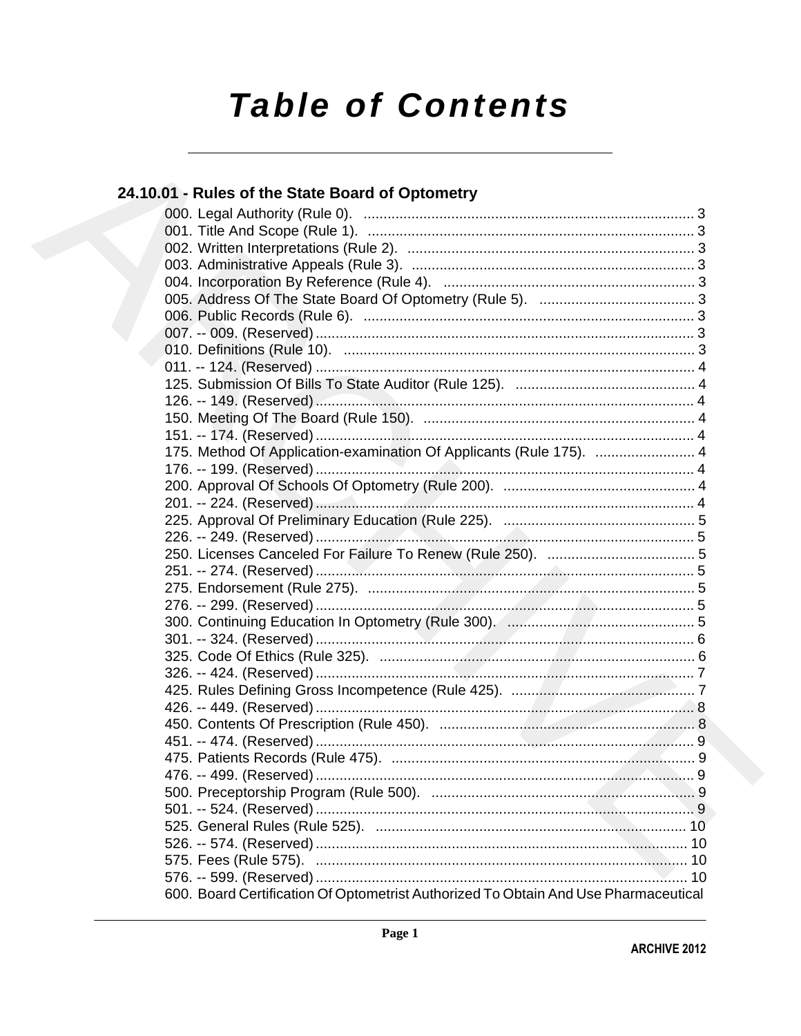# Table of Contents

## 24.10.01 - Rules of the State Board of Optometry

000. Legal Authority (Rule 0). .................................................................................. 3
001. Title And Scope (Rule 1). .................................................................................. 3
002. Written Interpretations (Rule 2). ........................................................................ 3
003. Administrative Appeals (Rule 3). ....................................................................... 3
004. Incorporation By Reference (Rule 4). ............................................................... 3
005. Address Of The State Board Of Optometry (Rule 5). ....................................... 3
006. Public Records (Rule 6). ................................................................................... 3
007. -- 009. (Reserved) ............................................................................................... 3
010. Definitions (Rule 10). ........................................................................................ 3
011. -- 124. (Reserved) ............................................................................................... 4
125. Submission Of Bills To State Auditor (Rule 125). ............................................. 4
126. -- 149. (Reserved) ............................................................................................... 4
150. Meeting Of The Board (Rule 150). .................................................................... 4
151. -- 174. (Reserved) ............................................................................................... 4
175. Method Of Application-examination Of Applicants (Rule 175). ......................... 4
176. -- 199. (Reserved) ............................................................................................... 4
200. Approval Of Schools Of Optometry (Rule 200). ................................................ 4
201. -- 224. (Reserved) ............................................................................................... 4
225. Approval Of Preliminary Education (Rule 225). ................................................ 5
226. -- 249. (Reserved) ............................................................................................... 5
250. Licenses Canceled For Failure To Renew (Rule 250). ..................................... 5
251. -- 274. (Reserved) ............................................................................................... 5
275. Endorsement (Rule 275). .................................................................................. 5
276. -- 299. (Reserved) ............................................................................................... 5
300. Continuing Education In Optometry (Rule 300). ............................................... 5
301. -- 324. (Reserved) ............................................................................................... 6
325. Code Of Ethics (Rule 325). ............................................................................... 6
326. -- 424. (Reserved) ............................................................................................... 7
425. Rules Defining Gross Incompetence (Rule 425). .............................................. 7
426. -- 449. (Reserved) ............................................................................................... 8
450. Contents Of Prescription (Rule 450). ................................................................ 8
451. -- 474. (Reserved) ............................................................................................... 9
475. Patients Records (Rule 475). ............................................................................ 9
476. -- 499. (Reserved) ............................................................................................... 9
500. Preceptorship Program (Rule 500). .................................................................. 9
501. -- 524. (Reserved) ............................................................................................... 9
525. General Rules (Rule 525). .............................................................................. 10
526. -- 574. (Reserved) ............................................................................................. 10
575. Fees (Rule 575). ............................................................................................. 10
576. -- 599. (Reserved) ............................................................................................. 10
600. Board Certification Of Optometrist Authorized To Obtain And Use Pharmaceutical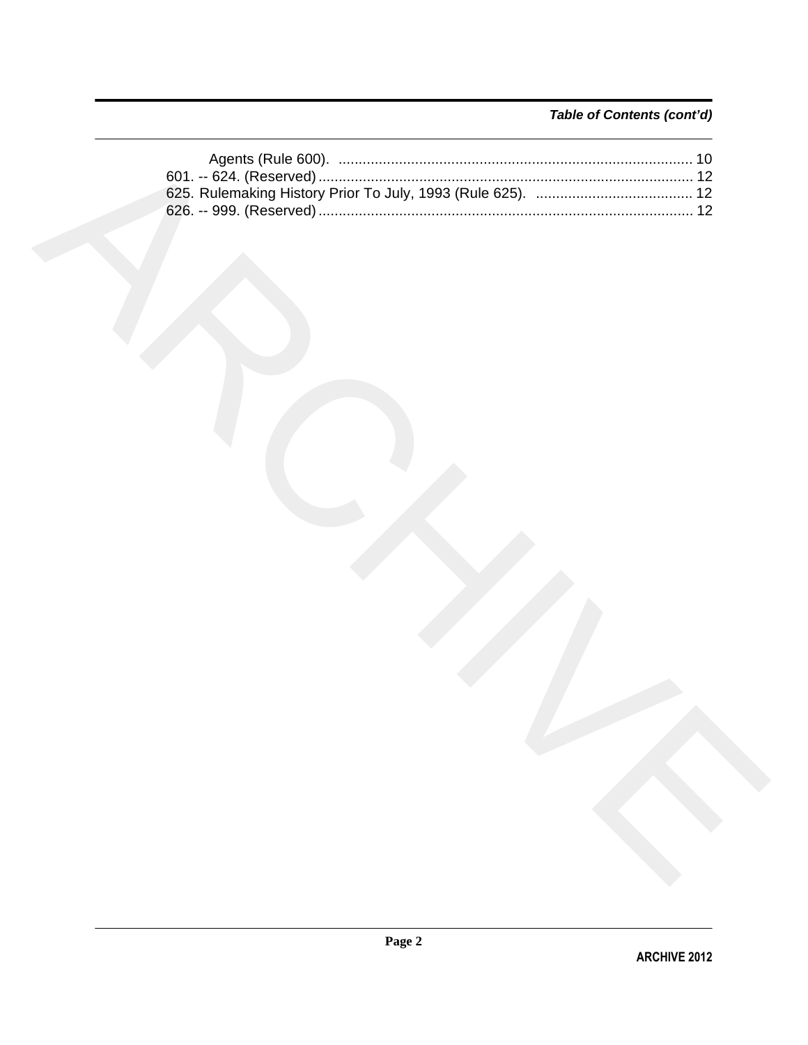*Table of Contents (cont'd)*

Agents (Rule 600). ........................................................................................ 10

601. -- 624. (Reserved) ............................................................................................ 12

625. Rulemaking History Prior To July, 1993 (Rule 625). ....................................... 12

626. -- 999. (Reserved) ............................................................................................ 12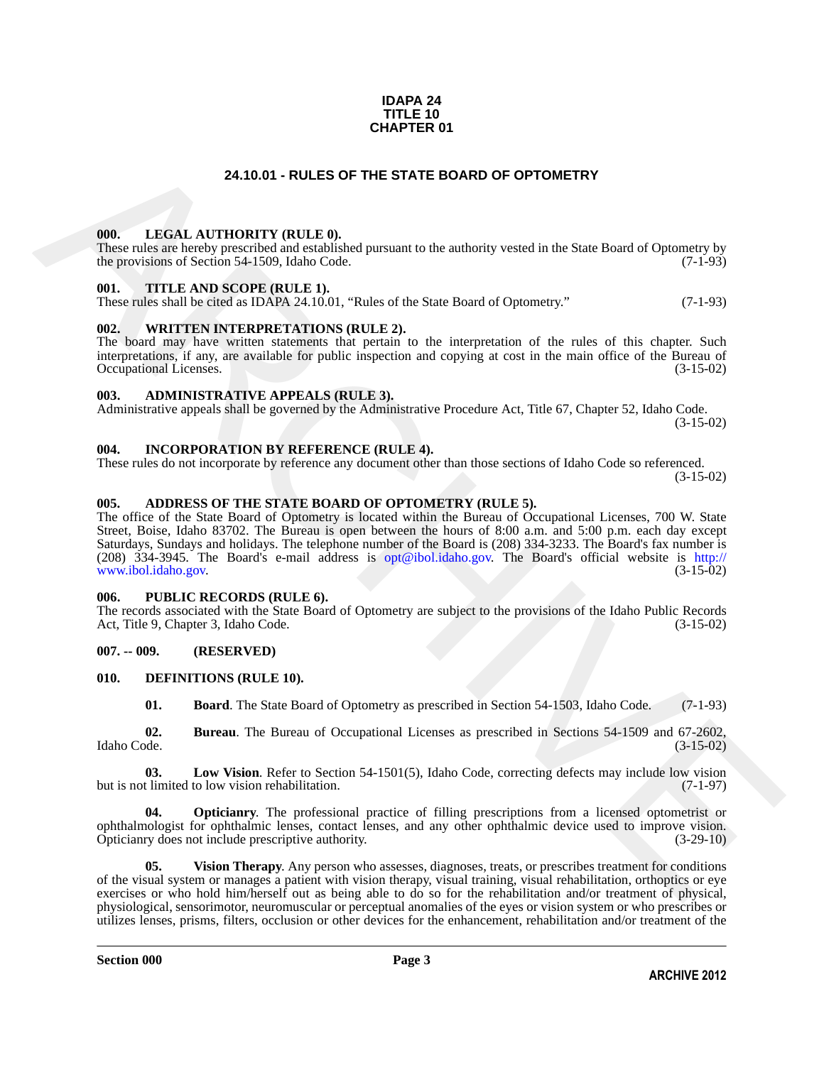**IDAPA 24**
**TITLE 10**
**CHAPTER 01**

# 24.10.01 - RULES OF THE STATE BOARD OF OPTOMETRY

### 000. LEGAL AUTHORITY (RULE 0).

These rules are hereby prescribed and established pursuant to the authority vested in the State Board of Optometry by the provisions of Section 54-1509, Idaho Code. (7-1-93)

### 001. TITLE AND SCOPE (RULE 1).

These rules shall be cited as IDAPA 24.10.01, "Rules of the State Board of Optometry." (7-1-93)

### 002. WRITTEN INTERPRETATIONS (RULE 2).

The board may have written statements that pertain to the interpretation of the rules of this chapter. Such interpretations, if any, are available for public inspection and copying at cost in the main office of the Bureau of Occupational Licenses. (3-15-02)

### 003. ADMINISTRATIVE APPEALS (RULE 3).

Administrative appeals shall be governed by the Administrative Procedure Act, Title 67, Chapter 52, Idaho Code. (3-15-02)

### 004. INCORPORATION BY REFERENCE (RULE 4).

These rules do not incorporate by reference any document other than those sections of Idaho Code so referenced. (3-15-02)

### 005. ADDRESS OF THE STATE BOARD OF OPTOMETRY (RULE 5).

The office of the State Board of Optometry is located within the Bureau of Occupational Licenses, 700 W. State Street, Boise, Idaho 83702. The Bureau is open between the hours of 8:00 a.m. and 5:00 p.m. each day except Saturdays, Sundays and holidays. The telephone number of the Board is (208) 334-3233. The Board's fax number is (208) 334-3945. The Board's e-mail address is opt@ibol.idaho.gov. The Board's official website is http://www.ibol.idaho.gov. (3-15-02)

### 006. PUBLIC RECORDS (RULE 6).

The records associated with the State Board of Optometry are subject to the provisions of the Idaho Public Records Act, Title 9, Chapter 3, Idaho Code. (3-15-02)

### 007. -- 009. (RESERVED)

### 010. DEFINITIONS (RULE 10).

**01. Board**. The State Board of Optometry as prescribed in Section 54-1503, Idaho Code. (7-1-93)

**02. Bureau**. The Bureau of Occupational Licenses as prescribed in Sections 54-1509 and 67-2602, Idaho Code. (3-15-02)

**03. Low Vision**. Refer to Section 54-1501(5), Idaho Code, correcting defects may include low vision but is not limited to low vision rehabilitation. (7-1-97)

**04. Opticianry**. The professional practice of filling prescriptions from a licensed optometrist or ophthalmologist for ophthalmic lenses, contact lenses, and any other ophthalmic device used to improve vision. Opticianry does not include prescriptive authority. (3-29-10)

**05. Vision Therapy**. Any person who assesses, diagnoses, treats, or prescribes treatment for conditions of the visual system or manages a patient with vision therapy, visual training, visual rehabilitation, orthoptics or eye exercises or who hold him/herself out as being able to do so for the rehabilitation and/or treatment of physical, physiological, sensorimotor, neuromuscular or perceptual anomalies of the eyes or vision system or who prescribes or utilizes lenses, prisms, filters, occlusion or other devices for the enhancement, rehabilitation and/or treatment of the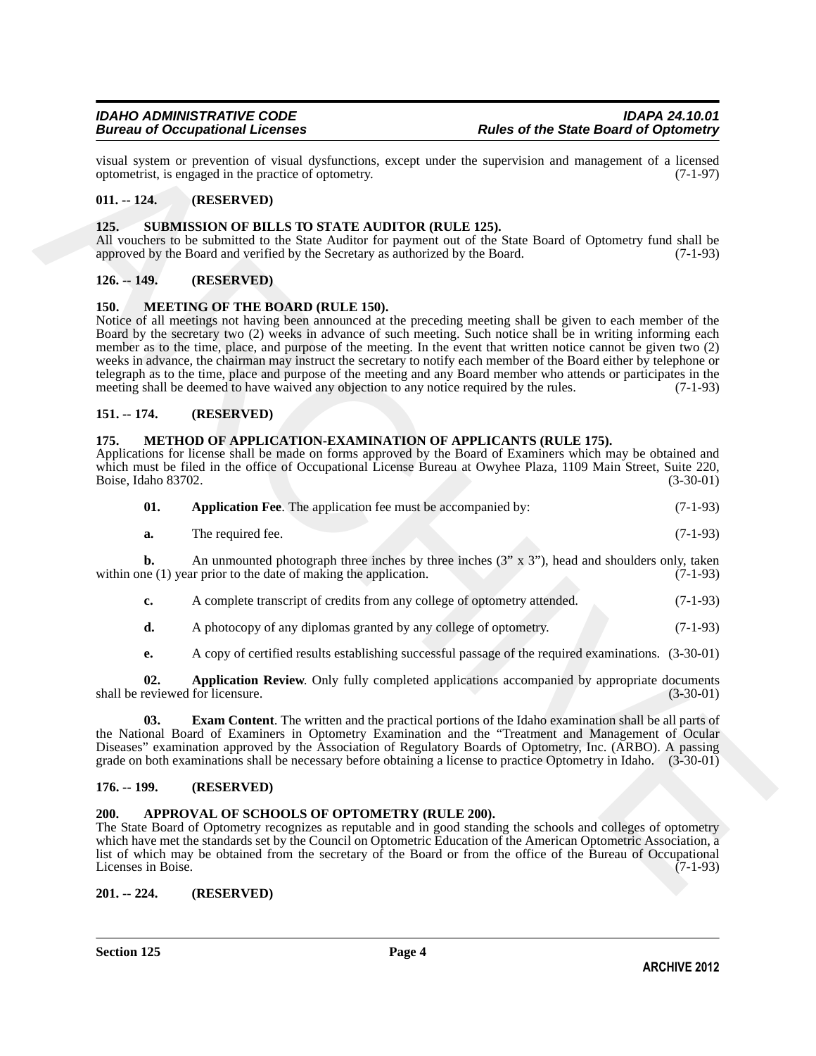visual system or prevention of visual dysfunctions, except under the supervision and management of a licensed optometrist, is engaged in the practice of optometry. (7-1-97)

## 011. -- 124. (RESERVED)

## 125. SUBMISSION OF BILLS TO STATE AUDITOR (RULE 125).

All vouchers to be submitted to the State Auditor for payment out of the State Board of Optometry fund shall be approved by the Board and verified by the Secretary as authorized by the Board. (7-1-93)

## 126. -- 149. (RESERVED)

## 150. MEETING OF THE BOARD (RULE 150).

Notice of all meetings not having been announced at the preceding meeting shall be given to each member of the Board by the secretary two (2) weeks in advance of such meeting. Such notice shall be in writing informing each member as to the time, place, and purpose of the meeting. In the event that written notice cannot be given two (2) weeks in advance, the chairman may instruct the secretary to notify each member of the Board either by telephone or telegraph as to the time, place and purpose of the meeting and any Board member who attends or participates in the meeting shall be deemed to have waived any objection to any notice required by the rules. (7-1-93)

## 151. -- 174. (RESERVED)

## 175. METHOD OF APPLICATION-EXAMINATION OF APPLICANTS (RULE 175).

Applications for license shall be made on forms approved by the Board of Examiners which may be obtained and which must be filed in the office of Occupational License Bureau at Owyhee Plaza, 1109 Main Street, Suite 220, Boise, Idaho 83702. (3-30-01)

**01. Application Fee**. The application fee must be accompanied by: (7-1-93)

**a.** The required fee. (7-1-93)

**b.** An unmounted photograph three inches by three inches (3" x 3"), head and shoulders only, taken within one (1) year prior to the date of making the application. (7-1-93)

**c.** A complete transcript of credits from any college of optometry attended. (7-1-93)

**d.** A photocopy of any diplomas granted by any college of optometry. (7-1-93)

**e.** A copy of certified results establishing successful passage of the required examinations. (3-30-01)

**02. Application Review**. Only fully completed applications accompanied by appropriate documents shall be reviewed for licensure. (3-30-01)

**03. Exam Content**. The written and the practical portions of the Idaho examination shall be all parts of the National Board of Examiners in Optometry Examination and the "Treatment and Management of Ocular Diseases" examination approved by the Association of Regulatory Boards of Optometry, Inc. (ARBO). A passing grade on both examinations shall be necessary before obtaining a license to practice Optometry in Idaho. (3-30-01)

## 176. -- 199. (RESERVED)

## 200. APPROVAL OF SCHOOLS OF OPTOMETRY (RULE 200).

The State Board of Optometry recognizes as reputable and in good standing the schools and colleges of optometry which have met the standards set by the Council on Optometric Education of the American Optometric Association, a list of which may be obtained from the secretary of the Board or from the office of the Bureau of Occupational Licenses in Boise. (7-1-93)

## 201. -- 224. (RESERVED)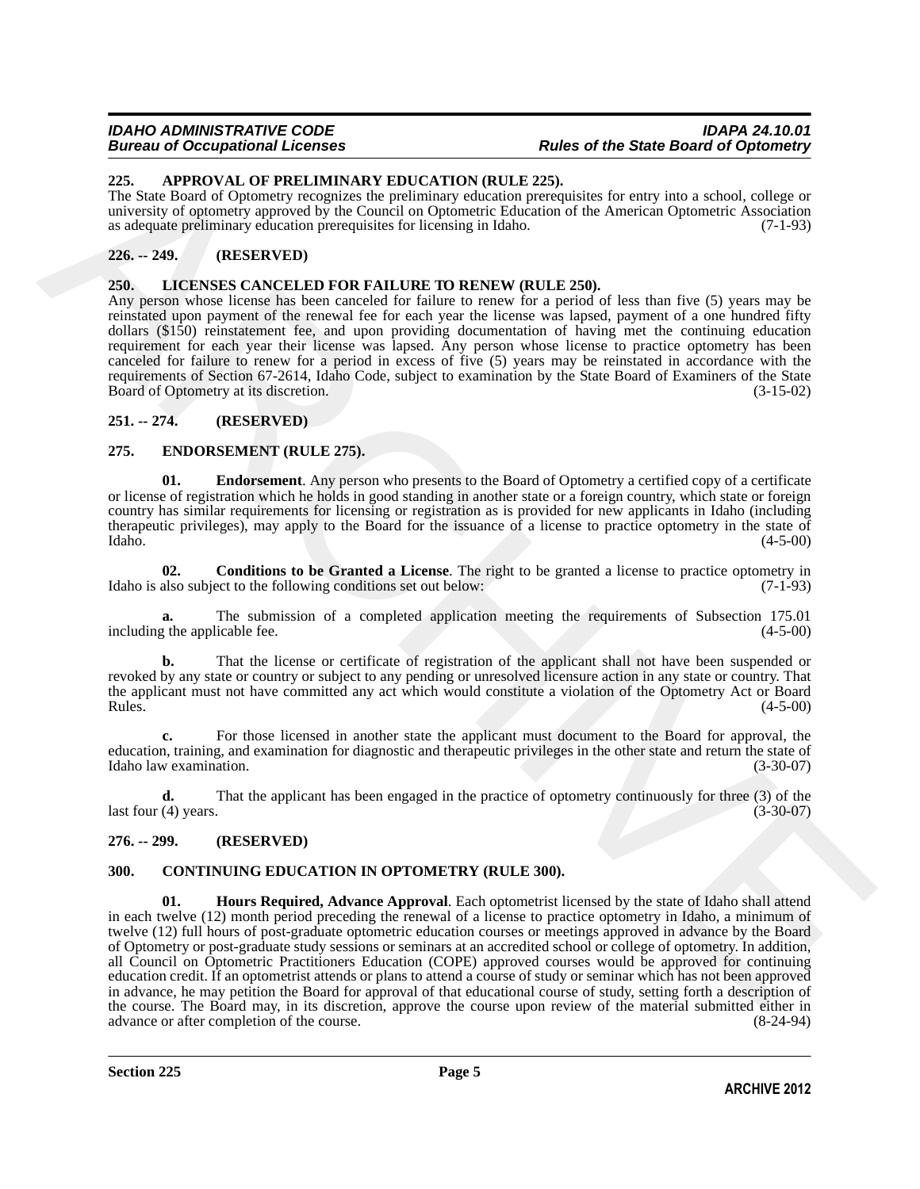## 225. APPROVAL OF PRELIMINARY EDUCATION (RULE 225).

The State Board of Optometry recognizes the preliminary education prerequisites for entry into a school, college or university of optometry approved by the Council on Optometric Education of the American Optometric Association as adequate preliminary education prerequisites for licensing in Idaho. (7-1-93)

## 226. -- 249. (RESERVED)

## 250. LICENSES CANCELED FOR FAILURE TO RENEW (RULE 250).

Any person whose license has been canceled for failure to renew for a period of less than five (5) years may be reinstated upon payment of the renewal fee for each year the license was lapsed, payment of a one hundred fifty dollars ($150) reinstatement fee, and upon providing documentation of having met the continuing education requirement for each year their license was lapsed. Any person whose license to practice optometry has been canceled for failure to renew for a period in excess of five (5) years may be reinstated in accordance with the requirements of Section 67-2614, Idaho Code, subject to examination by the State Board of Examiners of the State Board of Optometry at its discretion. (3-15-02)

## 251. -- 274. (RESERVED)

## 275. ENDORSEMENT (RULE 275).

**01. Endorsement**. Any person who presents to the Board of Optometry a certified copy of a certificate or license of registration which he holds in good standing in another state or a foreign country, which state or foreign country has similar requirements for licensing or registration as is provided for new applicants in Idaho (including therapeutic privileges), may apply to the Board for the issuance of a license to practice optometry in the state of Idaho. (4-5-00)

**02. Conditions to be Granted a License**. The right to be granted a license to practice optometry in Idaho is also subject to the following conditions set out below: (7-1-93)

**a.** The submission of a completed application meeting the requirements of Subsection 175.01 including the applicable fee. (4-5-00)

**b.** That the license or certificate of registration of the applicant shall not have been suspended or revoked by any state or country or subject to any pending or unresolved licensure action in any state or country. That the applicant must not have committed any act which would constitute a violation of the Optometry Act or Board Rules. (4-5-00)

**c.** For those licensed in another state the applicant must document to the Board for approval, the education, training, and examination for diagnostic and therapeutic privileges in the other state and return the state of Idaho law examination. (3-30-07)

**d.** That the applicant has been engaged in the practice of optometry continuously for three (3) of the last four (4) years. (3-30-07)

## 276. -- 299. (RESERVED)

## 300. CONTINUING EDUCATION IN OPTOMETRY (RULE 300).

**01. Hours Required, Advance Approval**. Each optometrist licensed by the state of Idaho shall attend in each twelve (12) month period preceding the renewal of a license to practice optometry in Idaho, a minimum of twelve (12) full hours of post-graduate optometric education courses or meetings approved in advance by the Board of Optometry or post-graduate study sessions or seminars at an accredited school or college of optometry. In addition, all Council on Optometric Practitioners Education (COPE) approved courses would be approved for continuing education credit. If an optometrist attends or plans to attend a course of study or seminar which has not been approved in advance, he may petition the Board for approval of that educational course of study, setting forth a description of the course. The Board may, in its discretion, approve the course upon review of the material submitted either in advance or after completion of the course. (8-24-94)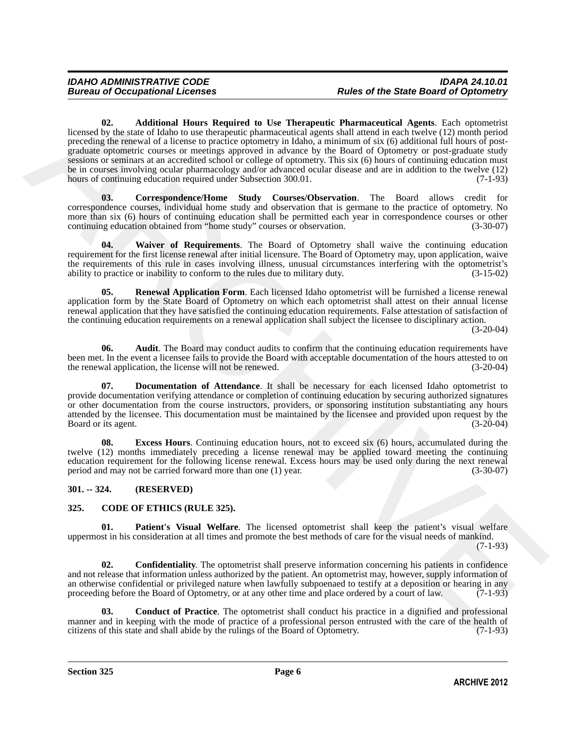**02. Additional Hours Required to Use Therapeutic Pharmaceutical Agents**. Each optometrist licensed by the state of Idaho to use therapeutic pharmaceutical agents shall attend in each twelve (12) month period preceding the renewal of a license to practice optometry in Idaho, a minimum of six (6) additional full hours of post-graduate optometric courses or meetings approved in advance by the Board of Optometry or post-graduate study sessions or seminars at an accredited school or college of optometry. This six (6) hours of continuing education must be in courses involving ocular pharmacology and/or advanced ocular disease and are in addition to the twelve (12) hours of continuing education required under Subsection 300.01. (7-1-93)

**03. Correspondence/Home Study Courses/Observation**. The Board allows credit for correspondence courses, individual home study and observation that is germane to the practice of optometry. No more than six (6) hours of continuing education shall be permitted each year in correspondence courses or other continuing education obtained from "home study" courses or observation. (3-30-07)

**04. Waiver of Requirements**. The Board of Optometry shall waive the continuing education requirement for the first license renewal after initial licensure. The Board of Optometry may, upon application, waive the requirements of this rule in cases involving illness, unusual circumstances interfering with the optometrist's ability to practice or inability to conform to the rules due to military duty. (3-15-02)

**05. Renewal Application Form**. Each licensed Idaho optometrist will be furnished a license renewal application form by the State Board of Optometry on which each optometrist shall attest on their annual license renewal application that they have satisfied the continuing education requirements. False attestation of satisfaction of the continuing education requirements on a renewal application shall subject the licensee to disciplinary action. (3-20-04)

**06. Audit**. The Board may conduct audits to confirm that the continuing education requirements have been met. In the event a licensee fails to provide the Board with acceptable documentation of the hours attested to on the renewal application, the license will not be renewed. (3-20-04)

**07. Documentation of Attendance**. It shall be necessary for each licensed Idaho optometrist to provide documentation verifying attendance or completion of continuing education by securing authorized signatures or other documentation from the course instructors, providers, or sponsoring institution substantiating any hours attended by the licensee. This documentation must be maintained by the licensee and provided upon request by the Board or its agent. (3-20-04)

**08. Excess Hours**. Continuing education hours, not to exceed six (6) hours, accumulated during the twelve (12) months immediately preceding a license renewal may be applied toward meeting the continuing education requirement for the following license renewal. Excess hours may be used only during the next renewal period and may not be carried forward more than one (1) year. (3-30-07)

## 301. -- 324. (RESERVED)

## 325. CODE OF ETHICS (RULE 325).

**01. Patient's Visual Welfare**. The licensed optometrist shall keep the patient's visual welfare uppermost in his consideration at all times and promote the best methods of care for the visual needs of mankind. (7-1-93)

**02. Confidentiality**. The optometrist shall preserve information concerning his patients in confidence and not release that information unless authorized by the patient. An optometrist may, however, supply information of an otherwise confidential or privileged nature when lawfully subpoenaed to testify at a deposition or hearing in any proceeding before the Board of Optometry, or at any other time and place ordered by a court of law. (7-1-93)

**03. Conduct of Practice**. The optometrist shall conduct his practice in a dignified and professional manner and in keeping with the mode of practice of a professional person entrusted with the care of the health of citizens of this state and shall abide by the rulings of the Board of Optometry. (7-1-93)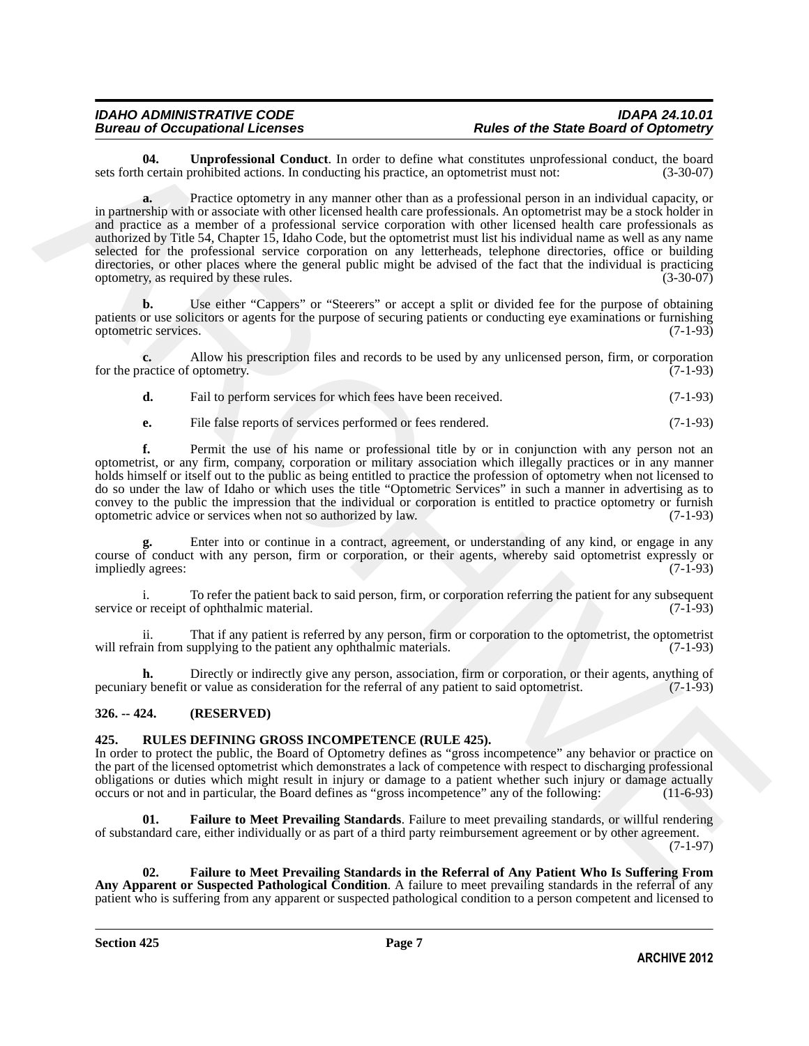**04. Unprofessional Conduct**. In order to define what constitutes unprofessional conduct, the board sets forth certain prohibited actions. In conducting his practice, an optometrist must not: (3-30-07)

**a.** Practice optometry in any manner other than as a professional person in an individual capacity, or in partnership with or associate with other licensed health care professionals. An optometrist may be a stock holder in and practice as a member of a professional service corporation with other licensed health care professionals as authorized by Title 54, Chapter 15, Idaho Code, but the optometrist must list his individual name as well as any name selected for the professional service corporation on any letterheads, telephone directories, office or building directories, or other places where the general public might be advised of the fact that the individual is practicing optometry, as required by these rules. (3-30-07)

**b.** Use either "Cappers" or "Steerers" or accept a split or divided fee for the purpose of obtaining patients or use solicitors or agents for the purpose of securing patients or conducting eye examinations or furnishing optometric services. (7-1-93)

**c.** Allow his prescription files and records to be used by any unlicensed person, firm, or corporation for the practice of optometry. (7-1-93)

**d.** Fail to perform services for which fees have been received. (7-1-93)

**e.** File false reports of services performed or fees rendered. (7-1-93)

**f.** Permit the use of his name or professional title by or in conjunction with any person not an optometrist, or any firm, company, corporation or military association which illegally practices or in any manner holds himself or itself out to the public as being entitled to practice the profession of optometry when not licensed to do so under the law of Idaho or which uses the title "Optometric Services" in such a manner in advertising as to convey to the public the impression that the individual or corporation is entitled to practice optometry or furnish optometric advice or services when not so authorized by law. (7-1-93)

**g.** Enter into or continue in a contract, agreement, or understanding of any kind, or engage in any course of conduct with any person, firm or corporation, or their agents, whereby said optometrist expressly or impliedly agrees: (7-1-93)

i. To refer the patient back to said person, firm, or corporation referring the patient for any subsequent service or receipt of ophthalmic material. (7-1-93)

ii. That if any patient is referred by any person, firm or corporation to the optometrist, the optometrist will refrain from supplying to the patient any ophthalmic materials. (7-1-93)

**h.** Directly or indirectly give any person, association, firm or corporation, or their agents, anything of pecuniary benefit or value as consideration for the referral of any patient to said optometrist. (7-1-93)

## 326. -- 424. (RESERVED)

## 425. RULES DEFINING GROSS INCOMPETENCE (RULE 425).

In order to protect the public, the Board of Optometry defines as "gross incompetence" any behavior or practice on the part of the licensed optometrist which demonstrates a lack of competence with respect to discharging professional obligations or duties which might result in injury or damage to a patient whether such injury or damage actually occurs or not and in particular, the Board defines as "gross incompetence" any of the following: (11-6-93)

**01. Failure to Meet Prevailing Standards**. Failure to meet prevailing standards, or willful rendering of substandard care, either individually or as part of a third party reimbursement agreement or by other agreement. (7-1-97)

**02. Failure to Meet Prevailing Standards in the Referral of Any Patient Who Is Suffering From Any Apparent or Suspected Pathological Condition**. A failure to meet prevailing standards in the referral of any patient who is suffering from any apparent or suspected pathological condition to a person competent and licensed to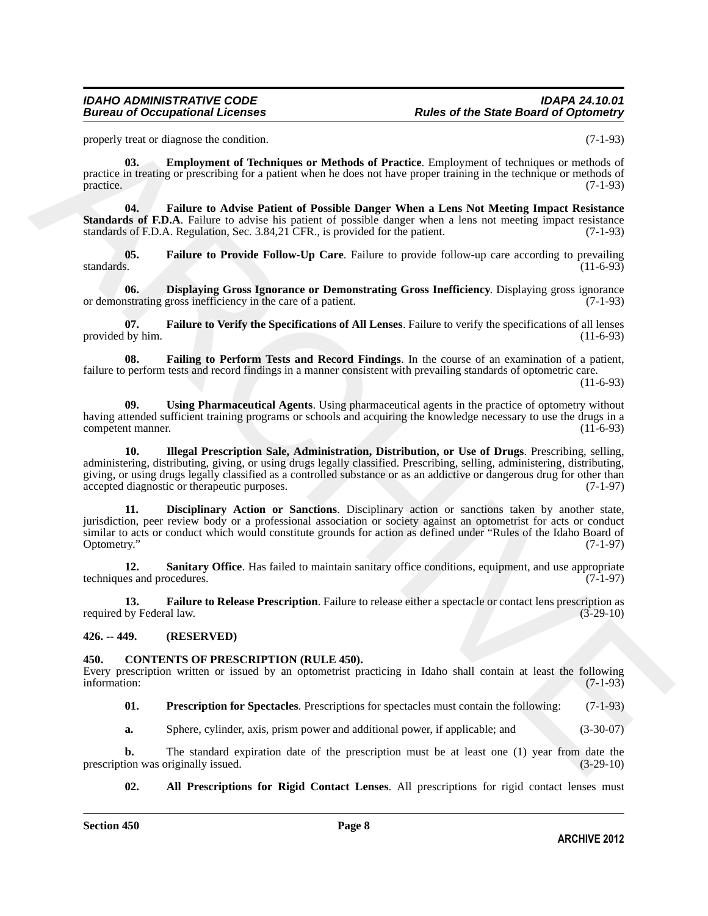properly treat or diagnose the condition. (7-1-93)

**03. Employment of Techniques or Methods of Practice**. Employment of techniques or methods of practice in treating or prescribing for a patient when he does not have proper training in the technique or methods of practice. (7-1-93)

**04. Failure to Advise Patient of Possible Danger When a Lens Not Meeting Impact Resistance Standards of F.D.A**. Failure to advise his patient of possible danger when a lens not meeting impact resistance standards of F.D.A. Regulation, Sec. 3.84,21 CFR., is provided for the patient. (7-1-93)

**05. Failure to Provide Follow-Up Care**. Failure to provide follow-up care according to prevailing standards. (11-6-93)

**06. Displaying Gross Ignorance or Demonstrating Gross Inefficiency**. Displaying gross ignorance or demonstrating gross inefficiency in the care of a patient. (7-1-93)

**07. Failure to Verify the Specifications of All Lenses**. Failure to verify the specifications of all lenses provided by him. (11-6-93)

**08. Failing to Perform Tests and Record Findings**. In the course of an examination of a patient, failure to perform tests and record findings in a manner consistent with prevailing standards of optometric care. (11-6-93)

**09. Using Pharmaceutical Agents**. Using pharmaceutical agents in the practice of optometry without having attended sufficient training programs or schools and acquiring the knowledge necessary to use the drugs in a competent manner. (11-6-93)

**10. Illegal Prescription Sale, Administration, Distribution, or Use of Drugs**. Prescribing, selling, administering, distributing, giving, or using drugs legally classified. Prescribing, selling, administering, distributing, giving, or using drugs legally classified as a controlled substance or as an addictive or dangerous drug for other than accepted diagnostic or therapeutic purposes. (7-1-97)

**11. Disciplinary Action or Sanctions**. Disciplinary action or sanctions taken by another state, jurisdiction, peer review body or a professional association or society against an optometrist for acts or conduct similar to acts or conduct which would constitute grounds for action as defined under "Rules of the Idaho Board of Optometry." (7-1-97)

**12. Sanitary Office**. Has failed to maintain sanitary office conditions, equipment, and use appropriate techniques and procedures. (7-1-97)

**13. Failure to Release Prescription**. Failure to release either a spectacle or contact lens prescription as required by Federal law. (3-29-10)

## 426. -- 449. (RESERVED)

## 450. CONTENTS OF PRESCRIPTION (RULE 450).

Every prescription written or issued by an optometrist practicing in Idaho shall contain at least the following information: (7-1-93)

**01. Prescription for Spectacles**. Prescriptions for spectacles must contain the following: (7-1-93)

**a.** Sphere, cylinder, axis, prism power and additional power, if applicable; and (3-30-07)

**b.** The standard expiration date of the prescription must be at least one (1) year from date the prescription was originally issued. (3-29-10)

**02. All Prescriptions for Rigid Contact Lenses**. All prescriptions for rigid contact lenses must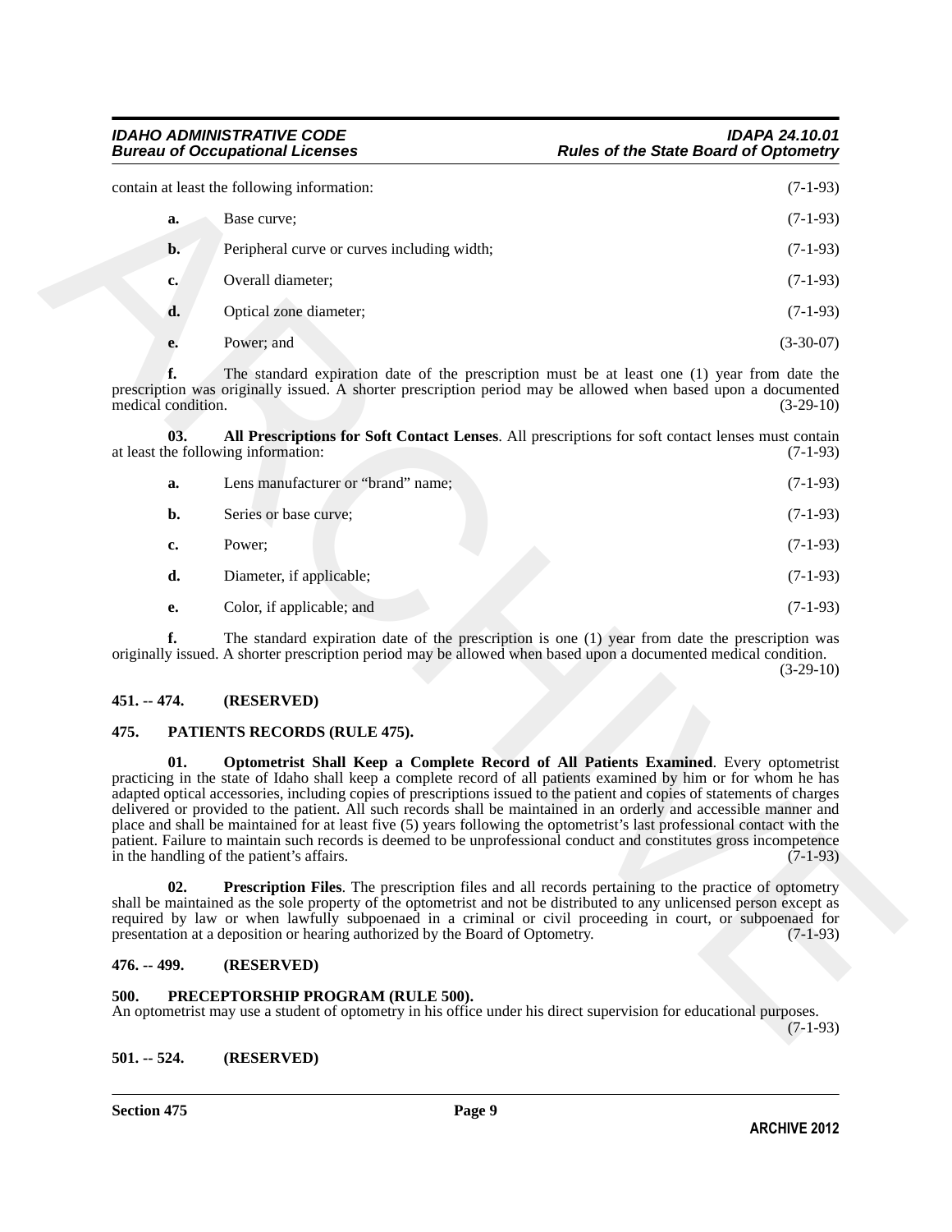contain at least the following information: (7-1-93)

**a.** Base curve; (7-1-93)

**b.** Peripheral curve or curves including width; (7-1-93)

**c.** Overall diameter; (7-1-93)

**d.** Optical zone diameter; (7-1-93)

**e.** Power; and (3-30-07)

**f.** The standard expiration date of the prescription must be at least one (1) year from date the prescription was originally issued. A shorter prescription period may be allowed when based upon a documented medical condition. (3-29-10)

**03. All Prescriptions for Soft Contact Lenses**. All prescriptions for soft contact lenses must contain at least the following information: (7-1-93)

**a.** Lens manufacturer or "brand" name; (7-1-93)

**b.** Series or base curve; (7-1-93)

**c.** Power; (7-1-93)

**d.** Diameter, if applicable; (7-1-93)

**e.** Color, if applicable; and (7-1-93)

**f.** The standard expiration date of the prescription is one (1) year from date the prescription was originally issued. A shorter prescription period may be allowed when based upon a documented medical condition. (3-29-10)

## 451. -- 474. (RESERVED)

## 475. PATIENTS RECORDS (RULE 475).

**01. Optometrist Shall Keep a Complete Record of All Patients Examined**. Every optometrist practicing in the state of Idaho shall keep a complete record of all patients examined by him or for whom he has adapted optical accessories, including copies of prescriptions issued to the patient and copies of statements of charges delivered or provided to the patient. All such records shall be maintained in an orderly and accessible manner and place and shall be maintained for at least five (5) years following the optometrist's last professional contact with the patient. Failure to maintain such records is deemed to be unprofessional conduct and constitutes gross incompetence in the handling of the patient's affairs. (7-1-93)

**02. Prescription Files**. The prescription files and all records pertaining to the practice of optometry shall be maintained as the sole property of the optometrist and not be distributed to any unlicensed person except as required by law or when lawfully subpoenaed in a criminal or civil proceeding in court, or subpoenaed for presentation at a deposition or hearing authorized by the Board of Optometry. (7-1-93)

## 476. -- 499. (RESERVED)

## 500. PRECEPTORSHIP PROGRAM (RULE 500).

An optometrist may use a student of optometry in his office under his direct supervision for educational purposes. (7-1-93)

## 501. -- 524. (RESERVED)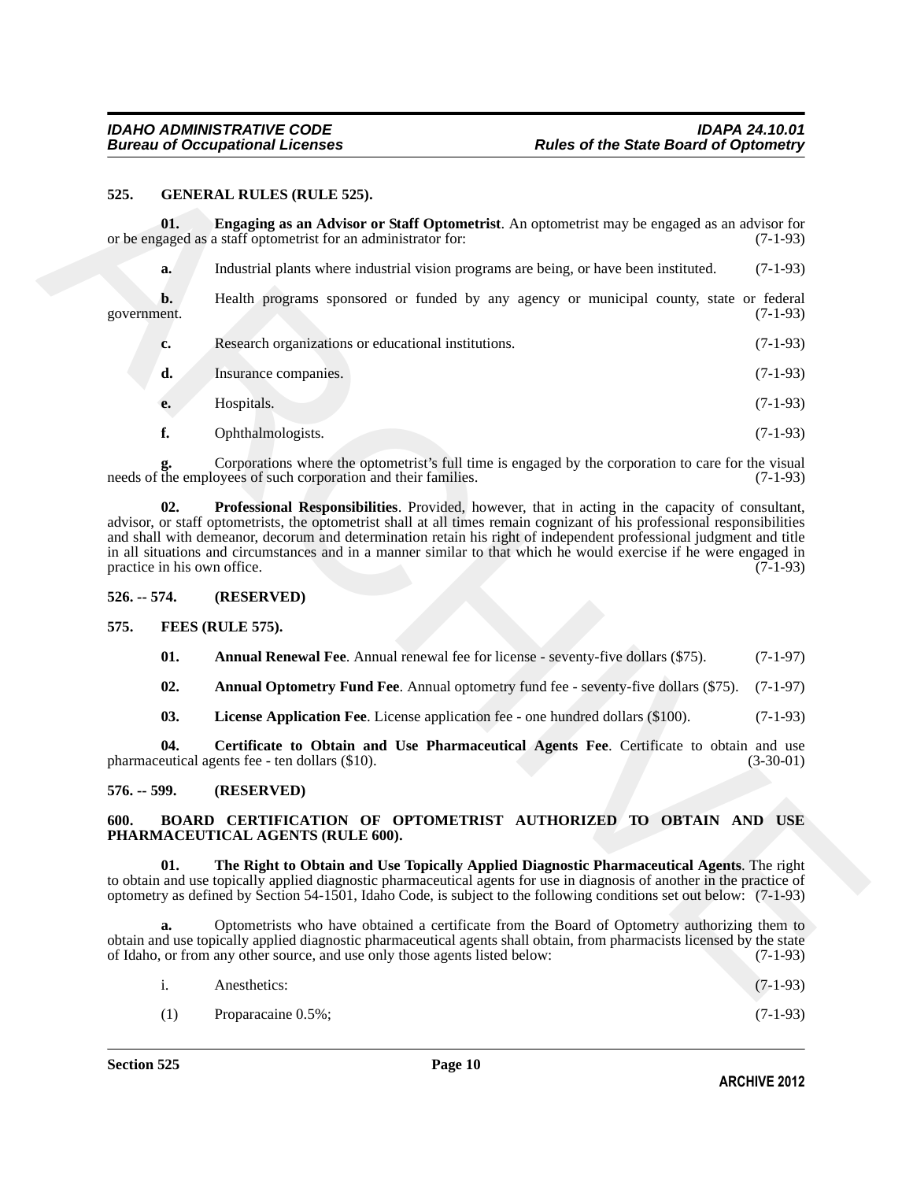### 525. GENERAL RULES (RULE 525).

**01. Engaging as an Advisor or Staff Optometrist**. An optometrist may be engaged as an advisor for or be engaged as a staff optometrist for an administrator for: (7-1-93)

**a.** Industrial plants where industrial vision programs are being, or have been instituted. (7-1-93)

**b.** Health programs sponsored or funded by any agency or municipal county, state or federal government. (7-1-93)

**c.** Research organizations or educational institutions. (7-1-93)

**d.** Insurance companies. (7-1-93)

**e.** Hospitals. (7-1-93)

**f.** Ophthalmologists. (7-1-93)

**g.** Corporations where the optometrist's full time is engaged by the corporation to care for the visual needs of the employees of such corporation and their families. (7-1-93)

**02. Professional Responsibilities**. Provided, however, that in acting in the capacity of consultant, advisor, or staff optometrists, the optometrist shall at all times remain cognizant of his professional responsibilities and shall with demeanor, decorum and determination retain his right of independent professional judgment and title in all situations and circumstances and in a manner similar to that which he would exercise if he were engaged in practice in his own office. (7-1-93)

### 526. -- 574. (RESERVED)

### 575. FEES (RULE 575).

**01. Annual Renewal Fee**. Annual renewal fee for license - seventy-five dollars ($75). (7-1-97)

**02. Annual Optometry Fund Fee**. Annual optometry fund fee - seventy-five dollars ($75). (7-1-97)

**03. License Application Fee**. License application fee - one hundred dollars ($100). (7-1-93)

**04. Certificate to Obtain and Use Pharmaceutical Agents Fee**. Certificate to obtain and use pharmaceutical agents fee - ten dollars ($10). (3-30-01)

### 576. -- 599. (RESERVED)

### 600. BOARD CERTIFICATION OF OPTOMETRIST AUTHORIZED TO OBTAIN AND USE PHARMACEUTICAL AGENTS (RULE 600).

**01. The Right to Obtain and Use Topically Applied Diagnostic Pharmaceutical Agents**. The right to obtain and use topically applied diagnostic pharmaceutical agents for use in diagnosis of another in the practice of optometry as defined by Section 54-1501, Idaho Code, is subject to the following conditions set out below: (7-1-93)

**a.** Optometrists who have obtained a certificate from the Board of Optometry authorizing them to obtain and use topically applied diagnostic pharmaceutical agents shall obtain, from pharmacists licensed by the state of Idaho, or from any other source, and use only those agents listed below: (7-1-93)

i. Anesthetics: (7-1-93)

(1) Proparacaine 0.5%; (7-1-93)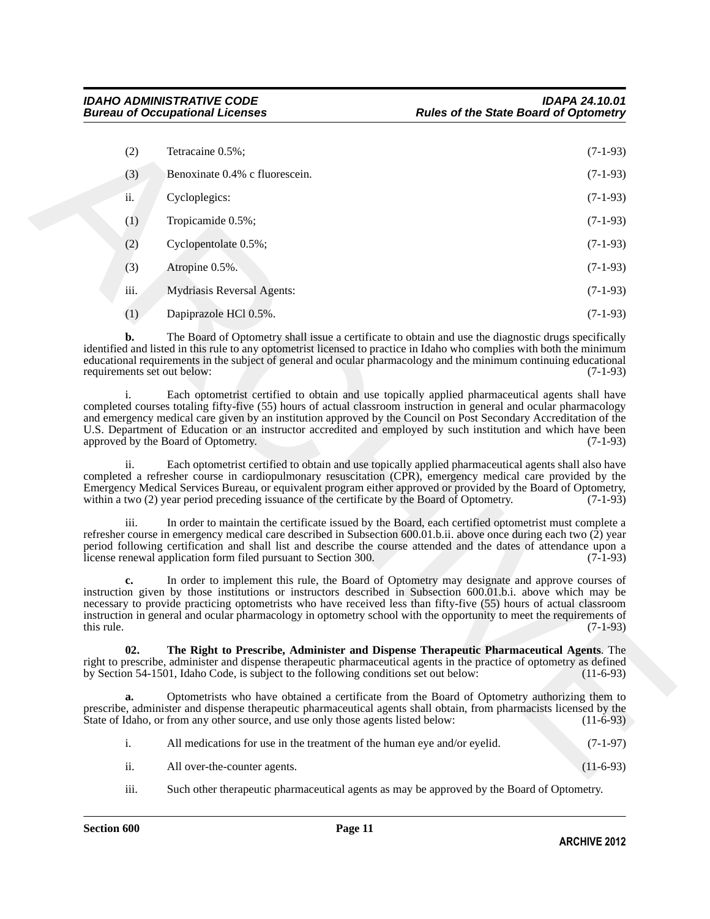(2) Tetracaine 0.5%; (7-1-93)

(3) Benoxinate 0.4% c fluorescein. (7-1-93)

ii. Cycloplegics: (7-1-93)

(1) Tropicamide 0.5%; (7-1-93)

(2) Cyclopentolate 0.5%; (7-1-93)

(3) Atropine 0.5%. (7-1-93)

iii. Mydriasis Reversal Agents: (7-1-93)

(1) Dapiprazole HCl 0.5%. (7-1-93)

**b.** The Board of Optometry shall issue a certificate to obtain and use the diagnostic drugs specifically identified and listed in this rule to any optometrist licensed to practice in Idaho who complies with both the minimum educational requirements in the subject of general and ocular pharmacology and the minimum continuing educational requirements set out below: (7-1-93)

i. Each optometrist certified to obtain and use topically applied pharmaceutical agents shall have completed courses totaling fifty-five (55) hours of actual classroom instruction in general and ocular pharmacology and emergency medical care given by an institution approved by the Council on Post Secondary Accreditation of the U.S. Department of Education or an instructor accredited and employed by such institution and which have been approved by the Board of Optometry. (7-1-93)

ii. Each optometrist certified to obtain and use topically applied pharmaceutical agents shall also have completed a refresher course in cardiopulmonary resuscitation (CPR), emergency medical care provided by the Emergency Medical Services Bureau, or equivalent program either approved or provided by the Board of Optometry, within a two (2) year period preceding issuance of the certificate by the Board of Optometry. (7-1-93)

iii. In order to maintain the certificate issued by the Board, each certified optometrist must complete a refresher course in emergency medical care described in Subsection 600.01.b.ii. above once during each two (2) year period following certification and shall list and describe the course attended and the dates of attendance upon a license renewal application form filed pursuant to Section 300. (7-1-93)

**c.** In order to implement this rule, the Board of Optometry may designate and approve courses of instruction given by those institutions or instructors described in Subsection 600.01.b.i. above which may be necessary to provide practicing optometrists who have received less than fifty-five (55) hours of actual classroom instruction in general and ocular pharmacology in optometry school with the opportunity to meet the requirements of this rule. (7-1-93)

**02. The Right to Prescribe, Administer and Dispense Therapeutic Pharmaceutical Agents**. The right to prescribe, administer and dispense therapeutic pharmaceutical agents in the practice of optometry as defined by Section 54-1501, Idaho Code, is subject to the following conditions set out below: (11-6-93)

**a.** Optometrists who have obtained a certificate from the Board of Optometry authorizing them to prescribe, administer and dispense therapeutic pharmaceutical agents shall obtain, from pharmacists licensed by the State of Idaho, or from any other source, and use only those agents listed below: (11-6-93)

i. All medications for use in the treatment of the human eye and/or eyelid. (7-1-97)

ii. All over-the-counter agents. (11-6-93)

iii. Such other therapeutic pharmaceutical agents as may be approved by the Board of Optometry.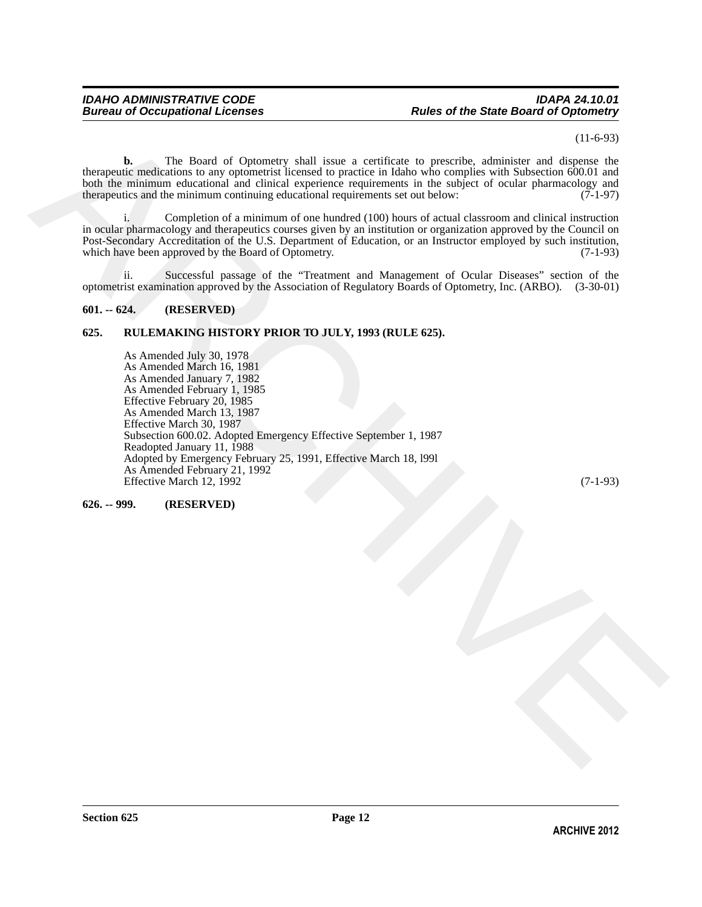(11-6-93)

**b.** The Board of Optometry shall issue a certificate to prescribe, administer and dispense the therapeutic medications to any optometrist licensed to practice in Idaho who complies with Subsection 600.01 and both the minimum educational and clinical experience requirements in the subject of ocular pharmacology and therapeutics and the minimum continuing educational requirements set out below: (7-1-97)

i. Completion of a minimum of one hundred (100) hours of actual classroom and clinical instruction in ocular pharmacology and therapeutics courses given by an institution or organization approved by the Council on Post-Secondary Accreditation of the U.S. Department of Education, or an Instructor employed by such institution, which have been approved by the Board of Optometry. (7-1-93)

ii. Successful passage of the "Treatment and Management of Ocular Diseases" section of the optometrist examination approved by the Association of Regulatory Boards of Optometry, Inc. (ARBO). (3-30-01)

**601. -- 624. (RESERVED)**

**625. RULEMAKING HISTORY PRIOR TO JULY, 1993 (RULE 625).**

As Amended July 30, 1978
As Amended March 16, 1981
As Amended January 7, 1982
As Amended February 1, 1985
Effective February 20, 1985
As Amended March 13, 1987
Effective March 30, 1987
Subsection 600.02. Adopted Emergency Effective September 1, 1987
Readopted January 11, 1988
Adopted by Emergency February 25, 1991, Effective March 18, l99l
As Amended February 21, 1992
Effective March 12, 1992 (7-1-93)

**626. -- 999. (RESERVED)**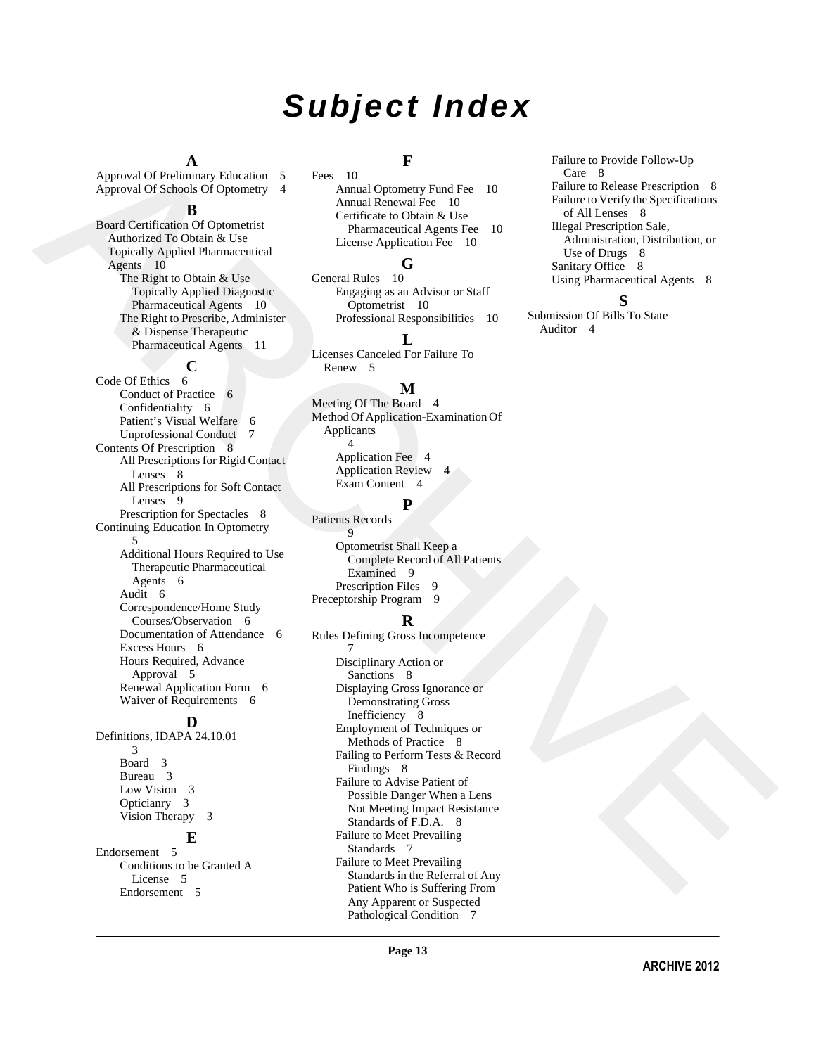# *Subject Index*

## A

Approval Of Preliminary Education 5
Approval Of Schools Of Optometry 4

## B

Board Certification Of Optometrist Authorized To Obtain & Use Topically Applied Pharmaceutical Agents 10
- The Right to Obtain & Use Topically Applied Diagnostic Pharmaceutical Agents 10
- The Right to Prescribe, Administer & Dispense Therapeutic Pharmaceutical Agents 11

## C

Code Of Ethics 6
- Conduct of Practice 6
- Confidentiality 6
- Patient's Visual Welfare 6
- Unprofessional Conduct 7

Contents Of Prescription 8
- All Prescriptions for Rigid Contact Lenses 8
- All Prescriptions for Soft Contact Lenses 9
- Prescription for Spectacles 8

Continuing Education In Optometry 5
- Additional Hours Required to Use Therapeutic Pharmaceutical Agents 6
- Audit 6
- Correspondence/Home Study Courses/Observation 6
- Documentation of Attendance 6
- Excess Hours 6
- Hours Required, Advance Approval 5
- Renewal Application Form 6
- Waiver of Requirements 6

## D

Definitions, IDAPA 24.10.01 3
- Board 3
- Bureau 3
- Low Vision 3
- Opticianry 3
- Vision Therapy 3

## E

Endorsement 5
- Conditions to be Granted A License 5
- Endorsement 5

## F

Fees 10
- Annual Optometry Fund Fee 10
- Annual Renewal Fee 10
- Certificate to Obtain & Use Pharmaceutical Agents Fee 10
- License Application Fee 10

## G

General Rules 10
- Engaging as an Advisor or Staff Optometrist 10
- Professional Responsibilities 10

## L

Licenses Canceled For Failure To Renew 5

## M

Meeting Of The Board 4
Method Of Application-Examination Of Applicants 4
- Application Fee 4
- Application Review 4
- Exam Content 4

## P

Patients Records 9
- Optometrist Shall Keep a Complete Record of All Patients Examined 9
- Prescription Files 9

Preceptorship Program 9

## R

Rules Defining Gross Incompetence 7
- Disciplinary Action or Sanctions 8
- Displaying Gross Ignorance or Demonstrating Gross Inefficiency 8
- Employment of Techniques or Methods of Practice 8
- Failing to Perform Tests & Record Findings 8
- Failure to Advise Patient of Possible Danger When a Lens Not Meeting Impact Resistance Standards of F.D.A. 8
- Failure to Meet Prevailing Standards 7
- Failure to Meet Prevailing Standards in the Referral of Any Patient Who is Suffering From Any Apparent or Suspected Pathological Condition 7
- Failure to Provide Follow-Up Care 8
- Failure to Release Prescription 8
- Failure to Verify the Specifications of All Lenses 8
- Illegal Prescription Sale, Administration, Distribution, or Use of Drugs 8
- Sanitary Office 8
- Using Pharmaceutical Agents 8

## S

Submission Of Bills To State Auditor 4